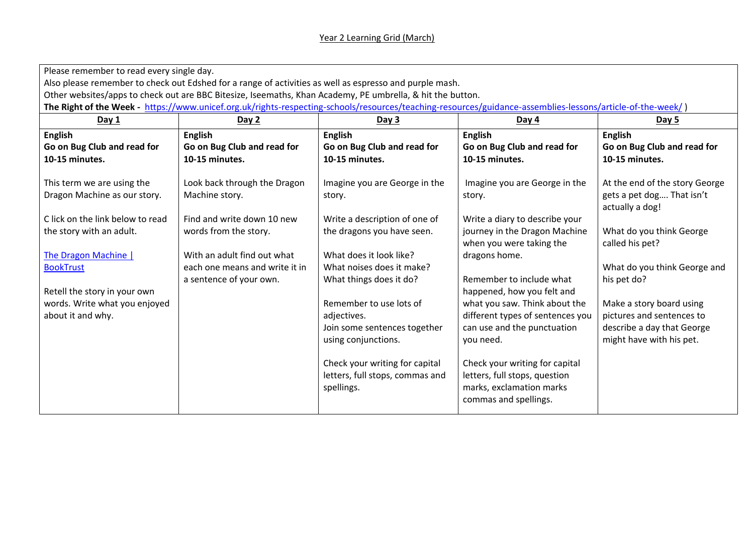# Year 2 Learning Grid (March)

Please remember to read every single day.
Also please remember to check out Edshed for a range of activities as well as espresso and purple mash.
Other websites/apps to check out are BBC Bitesize, Iseemaths, Khan Academy, PE umbrella, & hit the button.
**The Right of the Week -** https://www.unicef.org.uk/rights-respecting-schools/resources/teaching-resources/guidance-assemblies-lessons/article-of-the-week/ )

| Day 1 | Day 2 | Day 3 | Day 4 | Day 5 |
|---|---|---|---|---|
| **English**<br>**Go on Bug Club and read for 10-15 minutes.**<br><br>This term we are using the Dragon Machine as our story.<br><br>C lick on the link below to read the story with an adult.<br><br>[The Dragon Machine \| BookTrust]()<br><br>Retell the story in your own words. Write what you enjoyed about it and why. | **English**<br>**Go on Bug Club and read for 10-15 minutes.**<br><br>Look back through the Dragon Machine story.<br><br>Find and write down 10 new words from the story.<br><br>With an adult find out what each one means and write it in a sentence of your own. | **English**<br>**Go on Bug Club and read for 10-15 minutes.**<br><br>Imagine you are George in the story.<br><br>Write a description of one of the dragons you have seen.<br><br>What does it look like?<br>What noises does it make?<br>What things does it do?<br><br>Remember to use lots of adjectives.<br>Join some sentences together using conjunctions.<br><br>Check your writing for capital letters, full stops, commas and spellings. | **English**<br>**Go on Bug Club and read for 10-15 minutes.**<br><br>Imagine you are George in the story.<br><br>Write a diary to describe your journey in the Dragon Machine when you were taking the dragons home.<br><br>Remember to include what happened, how you felt and what you saw. Think about the different types of sentences you can use and the punctuation you need.<br><br>Check your writing for capital letters, full stops, question marks, exclamation marks commas and spellings. | **English**<br>**Go on Bug Club and read for 10-15 minutes.**<br><br>At the end of the story George gets a pet dog…. That isn't actually a dog!<br><br>What do you think George called his pet?<br><br>What do you think George and his pet do?<br><br>Make a story board using pictures and sentences to describe a day that George might have with his pet. |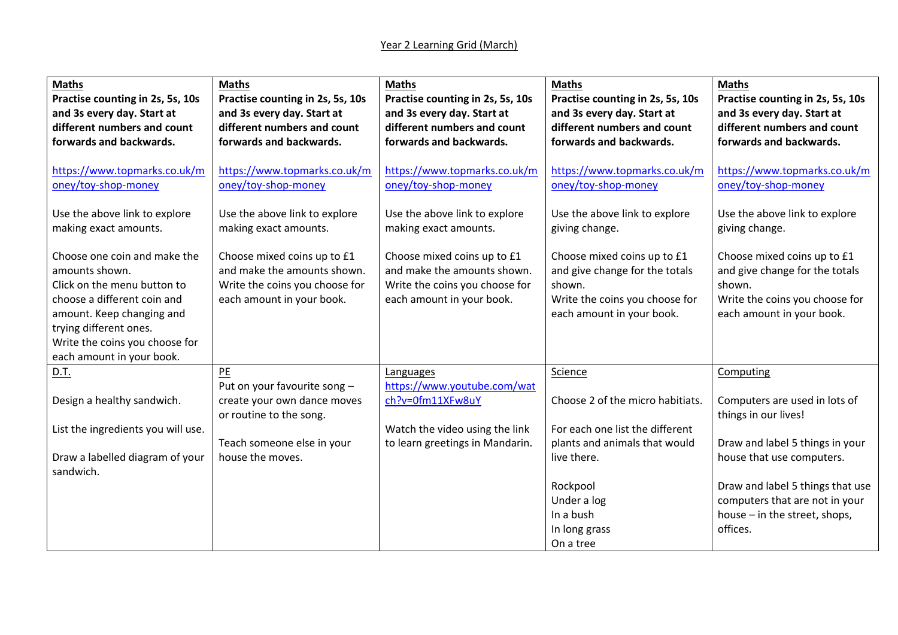Year 2 Learning Grid (March)

| **Maths** | **Maths** | **Maths** | **Maths** | **Maths** |
|---|---|---|---|---|
| **Practise counting in 2s, 5s, 10s and 3s every day. Start at different numbers and count forwards and backwards.**<br><br>https://www.topmarks.co.uk/money/toy-shop-money<br><br>Use the above link to explore making exact amounts.<br><br>Choose one coin and make the amounts shown.<br>Click on the menu button to choose a different coin and amount. Keep changing and trying different ones.<br>Write the coins you choose for each amount in your book. | **Practise counting in 2s, 5s, 10s and 3s every day. Start at different numbers and count forwards and backwards.**<br><br>https://www.topmarks.co.uk/money/toy-shop-money<br><br>Use the above link to explore making exact amounts.<br><br>Choose mixed coins up to £1 and make the amounts shown. Write the coins you choose for each amount in your book. | **Practise counting in 2s, 5s, 10s and 3s every day. Start at different numbers and count forwards and backwards.**<br><br>https://www.topmarks.co.uk/money/toy-shop-money<br><br>Use the above link to explore making exact amounts.<br><br>Choose mixed coins up to £1 and make the amounts shown. Write the coins you choose for each amount in your book. | **Practise counting in 2s, 5s, 10s and 3s every day. Start at different numbers and count forwards and backwards.**<br><br>https://www.topmarks.co.uk/money/toy-shop-money<br><br>Use the above link to explore giving change.<br><br>Choose mixed coins up to £1 and give change for the totals shown.<br>Write the coins you choose for each amount in your book. | **Practise counting in 2s, 5s, 10s and 3s every day. Start at different numbers and count forwards and backwards.**<br><br>https://www.topmarks.co.uk/money/toy-shop-money<br><br>Use the above link to explore giving change.<br><br>Choose mixed coins up to £1 and give change for the totals shown.<br>Write the coins you choose for each amount in your book. |
| D.T.<br><br>Design a healthy sandwich.<br><br>List the ingredients you will use.<br><br>Draw a labelled diagram of your sandwich. | PE<br>Put on your favourite song – create your own dance moves or routine to the song.<br><br>Teach someone else in your house the moves. | Languages<br>https://www.youtube.com/watch?v=0fm11XFw8uY<br><br>Watch the video using the link to learn greetings in Mandarin. | Science<br><br>Choose 2 of the micro habitiats.<br><br>For each one list the different plants and animals that would live there.<br><br>Rockpool<br>Under a log<br>In a bush<br>In long grass<br>On a tree | Computing<br><br>Computers are used in lots of things in our lives!<br><br>Draw and label 5 things in your house that use computers.<br><br>Draw and label 5 things that use computers that are not in your house – in the street, shops, offices. |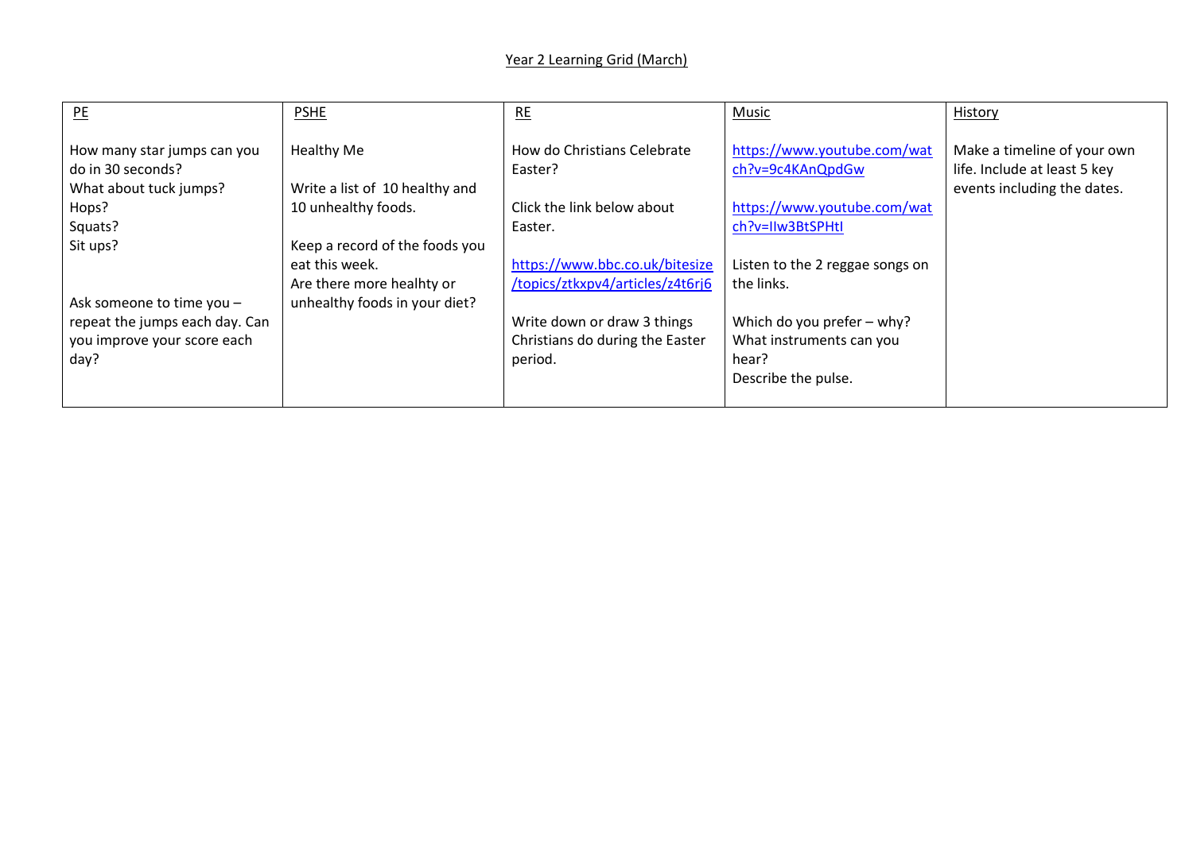Year 2 Learning Grid (March)

| PE | PSHE | RE | Music | History |
|---|---|---|---|---|
| How many star jumps can you do in 30 seconds?<br>What about tuck jumps?<br>Hops?<br>Squats?<br>Sit ups?<br><br>Ask someone to time you – repeat the jumps each day. Can you improve your score each day? | Healthy Me<br><br>Write a list of 10 healthy and 10 unhealthy foods.<br><br>Keep a record of the foods you eat this week.<br>Are there more healhty or unhealthy foods in your diet? | How do Christians Celebrate Easter?<br><br>Click the link below about Easter.<br><br>https://www.bbc.co.uk/bitesize/topics/ztkxpv4/articles/z4t6rj6<br><br>Write down or draw 3 things Christians do during the Easter period. | https://www.youtube.com/watch?v=9c4KAnQpdGw<br><br>https://www.youtube.com/watch?v=Ilw3BtSPHtI<br><br>Listen to the 2 reggae songs on the links.<br><br>Which do you prefer – why?<br>What instruments can you hear?<br>Describe the pulse. | Make a timeline of your own life. Include at least 5 key events including the dates. |